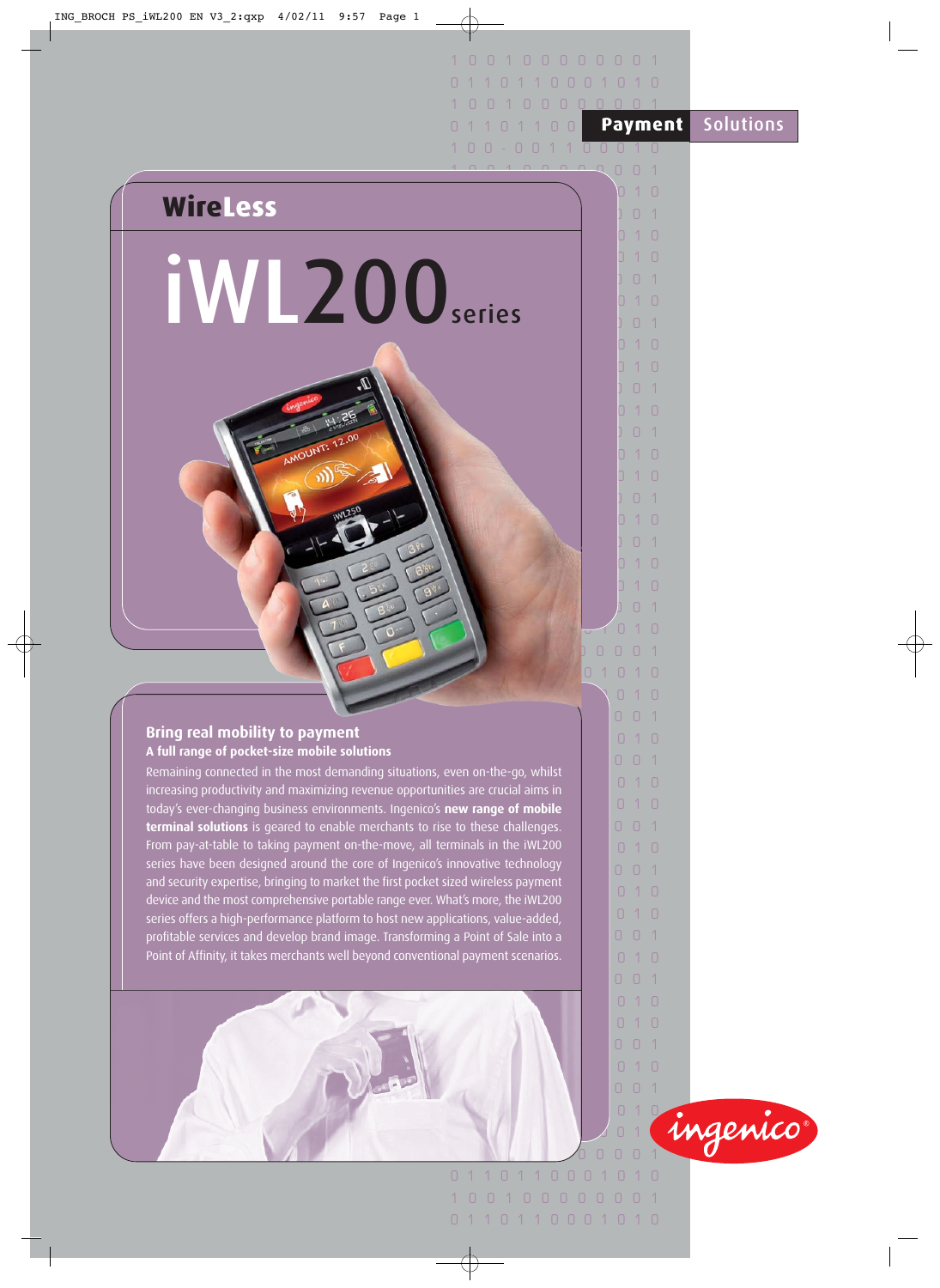Payment Solutions

WireLess

# iWL200 series

## Bring real mobility to payment

### A full range of pocket-size mobile solutions

Remaining connected in the most demanding situations, even on-the-go, whilst increasing productivity and maximizing revenue opportunities are crucial aims in today's ever-changing business environments. Ingenico's **new range of mobile terminal solutions** is geared to enable merchants to rise to these challenges. From pay-at-table to taking payment on-the-move, all terminals in the iWL200 series have been designed around the core of Ingenico's innovative technology and security expertise, bringing to market the first pocket sized wireless payment device and the most comprehensive portable range ever. What's more, the iWL200 series offers a high-performance platform to host new applications, value-added, profitable services and develop brand image. Transforming a Point of Sale into a Point of Affinity, it takes merchants well beyond conventional payment scenarios.

ingenico®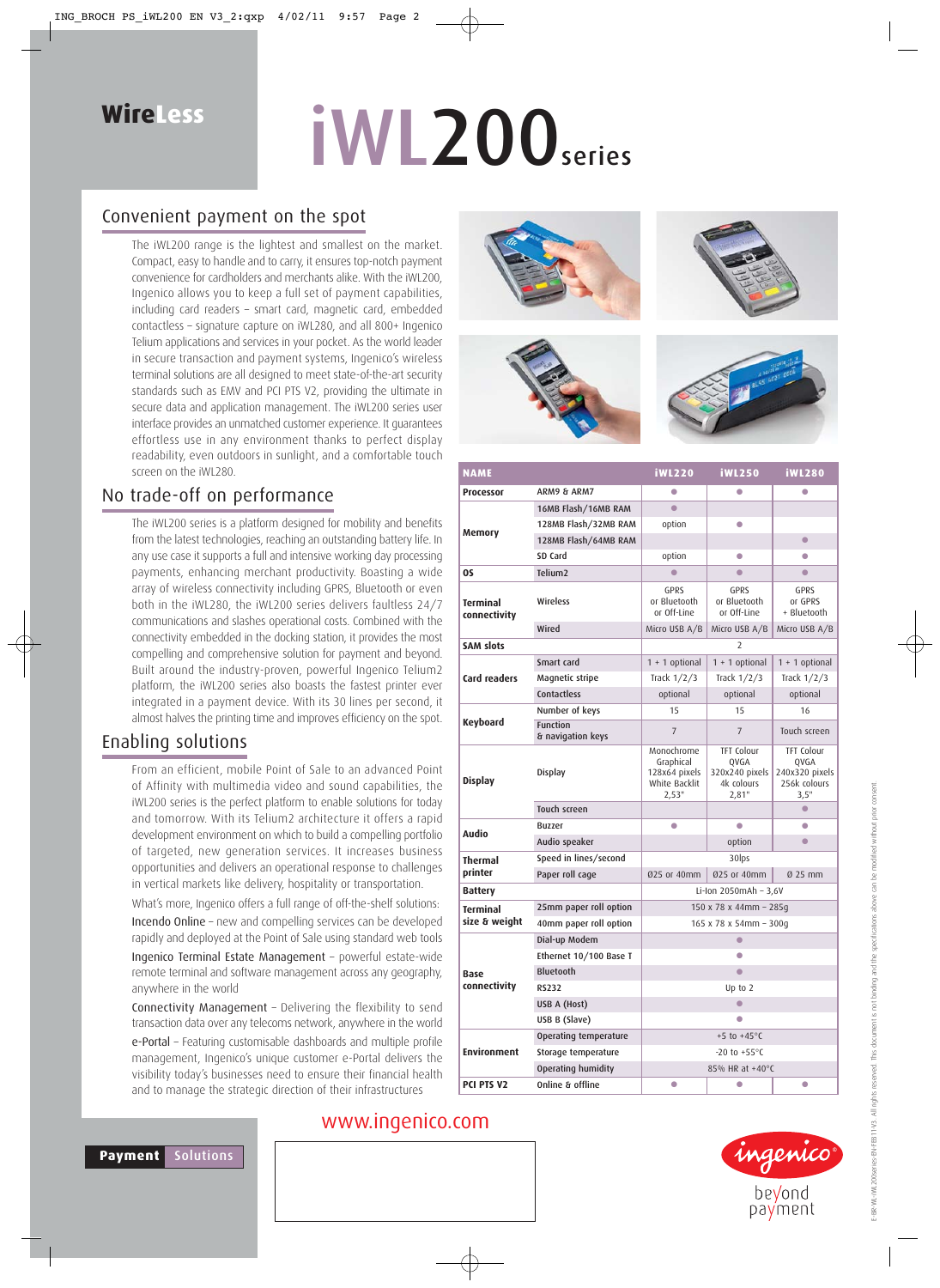WireLess

# iWL200 series

## Convenient payment on the spot

The iWL200 range is the lightest and smallest on the market. Compact, easy to handle and to carry, it ensures top-notch payment convenience for cardholders and merchants alike. With the iWL200, Ingenico allows you to keep a full set of payment capabilities, including card readers – smart card, magnetic card, embedded contactless – signature capture on iWL280, and all 800+ Ingenico Telium applications and services in your pocket. As the world leader in secure transaction and payment systems, Ingenico's wireless terminal solutions are all designed to meet state-of-the-art security standards such as EMV and PCI PTS V2, providing the ultimate in secure data and application management. The iWL200 series user interface provides an unmatched customer experience. It guarantees effortless use in any environment thanks to perfect display readability, even outdoors in sunlight, and a comfortable touch screen on the iWL280.

## No trade-off on performance

The iWL200 series is a platform designed for mobility and benefits from the latest technologies, reaching an outstanding battery life. In any use case it supports a full and intensive working day processing payments, enhancing merchant productivity. Boasting a wide array of wireless connectivity including GPRS, Bluetooth or even both in the iWL280, the iWL200 series delivers faultless 24/7 communications and slashes operational costs. Combined with the connectivity embedded in the docking station, it provides the most compelling and comprehensive solution for payment and beyond. Built around the industry-proven, powerful Ingenico Telium2 platform, the iWL200 series also boasts the fastest printer ever integrated in a payment device. With its 30 lines per second, it almost halves the printing time and improves efficiency on the spot.

## Enabling solutions

From an efficient, mobile Point of Sale to an advanced Point of Affinity with multimedia video and sound capabilities, the iWL200 series is the perfect platform to enable solutions for today and tomorrow. With its Telium2 architecture it offers a rapid development environment on which to build a compelling portfolio of targeted, new generation services. It increases business opportunities and delivers an operational response to challenges in vertical markets like delivery, hospitality or transportation.

What's more, Ingenico offers a full range of off-the-shelf solutions:

Incendo Online – new and compelling services can be developed rapidly and deployed at the Point of Sale using standard web tools

Ingenico Terminal Estate Management – powerful estate-wide remote terminal and software management across any geography, anywhere in the world

Connectivity Management – Delivering the flexibility to send transaction data over any telecoms network, anywhere in the world

e-Portal – Featuring customisable dashboards and multiple profile management, Ingenico's unique customer e-Portal delivers the visibility today's businesses need to ensure their financial health and to manage the strategic direction of their infrastructures

| NAME | | iWL220 | iWL250 | iWL280 |
|---|---|---|---|---|
| Processor | ARM9 & ARM7 | ● | ● | ● |
| Memory | 16MB Flash/16MB RAM | ● | | |
| | 128MB Flash/32MB RAM | option | ● | |
| | 128MB Flash/64MB RAM | | | ● |
| | SD Card | option | ● | ● |
| OS | Telium2 | ● | ● | ● |
| Terminal connectivity | Wireless | GPRS or Bluetooth or Off-Line | GPRS or Bluetooth or Off-Line | GPRS or GPRS + Bluetooth |
| | Wired | Micro USB A/B | Micro USB A/B | Micro USB A/B |
| SAM slots | | 2 | | |
| Card readers | Smart card | 1 + 1 optional | 1 + 1 optional | 1 + 1 optional |
| | Magnetic stripe | Track 1/2/3 | Track 1/2/3 | Track 1/2/3 |
| | Contactless | optional | optional | optional |
| Keyboard | Number of keys | 15 | 15 | 16 |
| | Function & navigation keys | 7 | 7 | Touch screen |
| Display | Display | Monochrome Graphical 128x64 pixels White Backlit 2,53" | TFT Colour QVGA 320x240 pixels 4k colours 2,81" | TFT Colour QVGA 240x320 pixels 256k colours 3,5" |
| | Touch screen | | | ● |
| Audio | Buzzer | ● | ● | ● |
| | Audio speaker | | option | ● |
| Thermal printer | Speed in lines/second | 30lps | | |
| | Paper roll cage | Ø25 or 40mm | Ø25 or 40mm | Ø 25 mm |
| Battery | | Li-Ion 2050mAh – 3,6V | | |
| Terminal size & weight | 25mm paper roll option | 150 x 78 x 44mm – 285g | | |
| | 40mm paper roll option | 165 x 78 x 54mm – 300g | | |
| Base connectivity | Dial-up Modem | ● | | |
| | Ethernet 10/100 Base T | ● | | |
| | Bluetooth | ● | | |
| | RS232 | Up to 2 | | |
| | USB A (Host) | ● | | |
| | USB B (Slave) | ● | | |
| Environment | Operating temperature | +5 to +45°C | | |
| | Storage temperature | -20 to +55°C | | |
| | Operating humidity | 85% HR at +40°C | | |
| PCI PTS V2 | Online & offline | ● | ● | ● |

www.ingenico.com

Payment Solutions

ingenico beyond payment

E-BR-WL-iWL200series-EN-FEB11 V3 . All rights reserved. This document is not binding and the specifications above can be modified without prior consent.